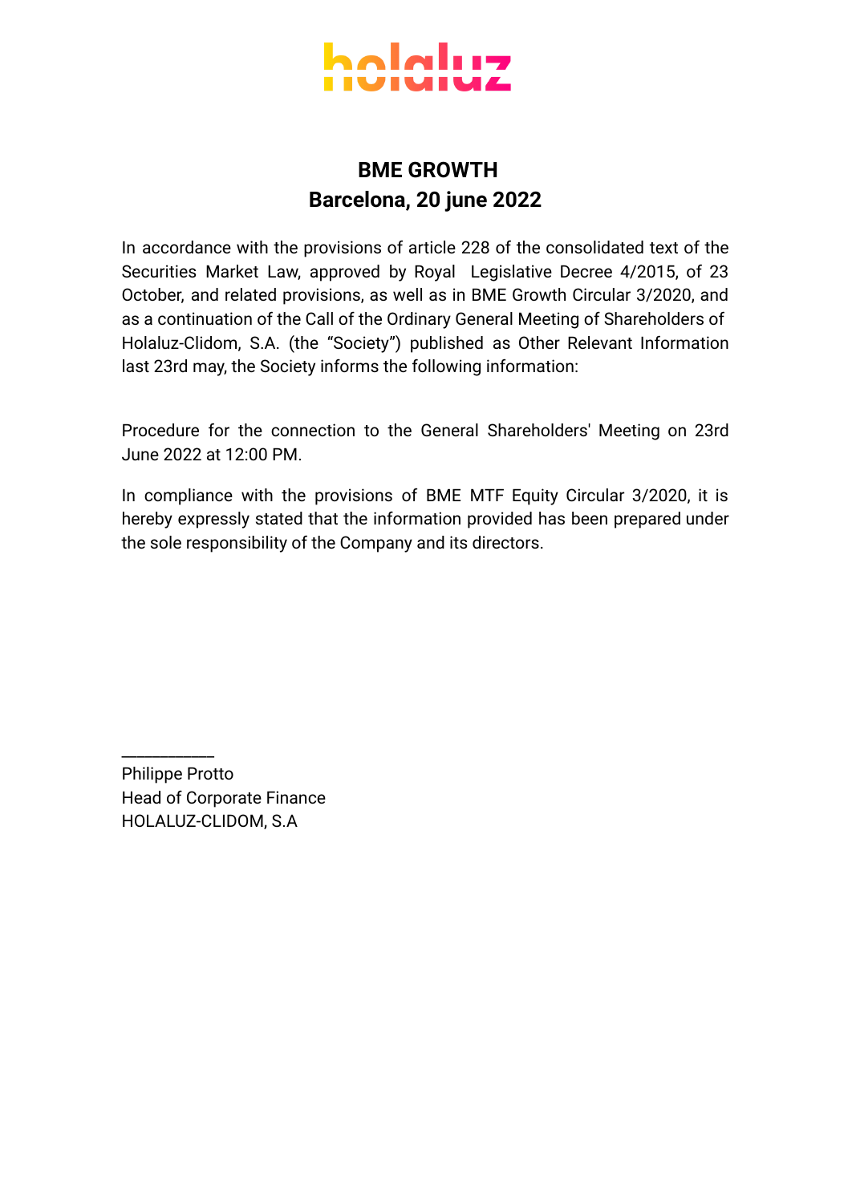holaluz

## BME GROWTH
## Barcelona, 20 june 2022

In accordance with the provisions of article 228 of the consolidated text of the Securities Market Law, approved by Royal Legislative Decree 4/2015, of 23 October, and related provisions, as well as in BME Growth Circular 3/2020, and as a continuation of the Call of the Ordinary General Meeting of Shareholders of Holaluz-Clidom, S.A. (the "Society") published as Other Relevant Information last 23rd may, the Society informs the following information:

Procedure for the connection to the General Shareholders' Meeting on 23rd June 2022 at 12:00 PM.

In compliance with the provisions of BME MTF Equity Circular 3/2020, it is hereby expressly stated that the information provided has been prepared under the sole responsibility of the Company and its directors.

\_\_\_\_\_\_\_\_\_\_\_
Philippe Protto
Head of Corporate Finance
HOLALUZ-CLIDOM, S.A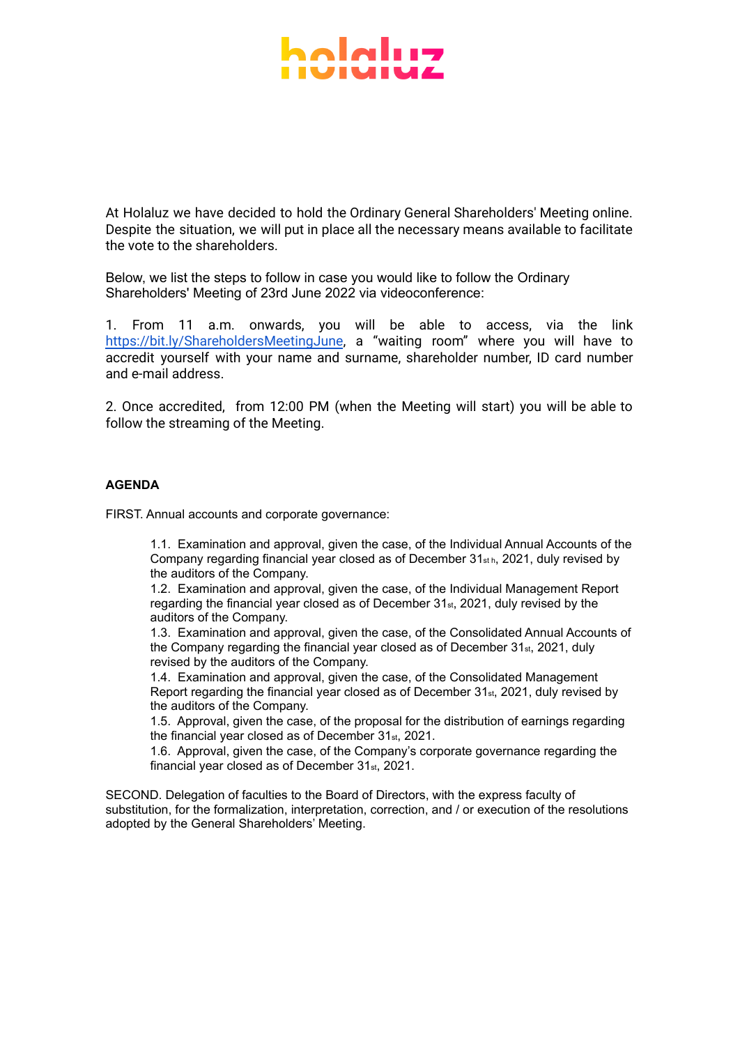# holaluz

At Holaluz we have decided to hold the Ordinary General Shareholders' Meeting online. Despite the situation, we will put in place all the necessary means available to facilitate the vote to the shareholders.

Below, we list the steps to follow in case you would like to follow the Ordinary Shareholders' Meeting of 23rd June 2022 via videoconference:

1. From 11 a.m. onwards, you will be able to access, via the link [https://bit.ly/ShareholdersMeetingJune](https://bit.ly/ShareholdersMeetingJune), a "waiting room" where you will have to accredit yourself with your name and surname, shareholder number, ID card number and e-mail address.

2. Once accredited, from 12:00 PM (when the Meeting will start) you will be able to follow the streaming of the Meeting.

**AGENDA**

FIRST. Annual accounts and corporate governance:

> 1.1. Examination and approval, given the case, of the Individual Annual Accounts of the Company regarding financial year closed as of December 31st h, 2021, duly revised by the auditors of the Company.
> 1.2. Examination and approval, given the case, of the Individual Management Report regarding the financial year closed as of December 31st, 2021, duly revised by the auditors of the Company.
> 1.3. Examination and approval, given the case, of the Consolidated Annual Accounts of the Company regarding the financial year closed as of December 31st, 2021, duly revised by the auditors of the Company.
> 1.4. Examination and approval, given the case, of the Consolidated Management Report regarding the financial year closed as of December 31st, 2021, duly revised by the auditors of the Company.
> 1.5. Approval, given the case, of the proposal for the distribution of earnings regarding the financial year closed as of December 31st, 2021.
> 1.6. Approval, given the case, of the Company's corporate governance regarding the financial year closed as of December 31st, 2021.

SECOND. Delegation of faculties to the Board of Directors, with the express faculty of substitution, for the formalization, interpretation, correction, and / or execution of the resolutions adopted by the General Shareholders' Meeting.